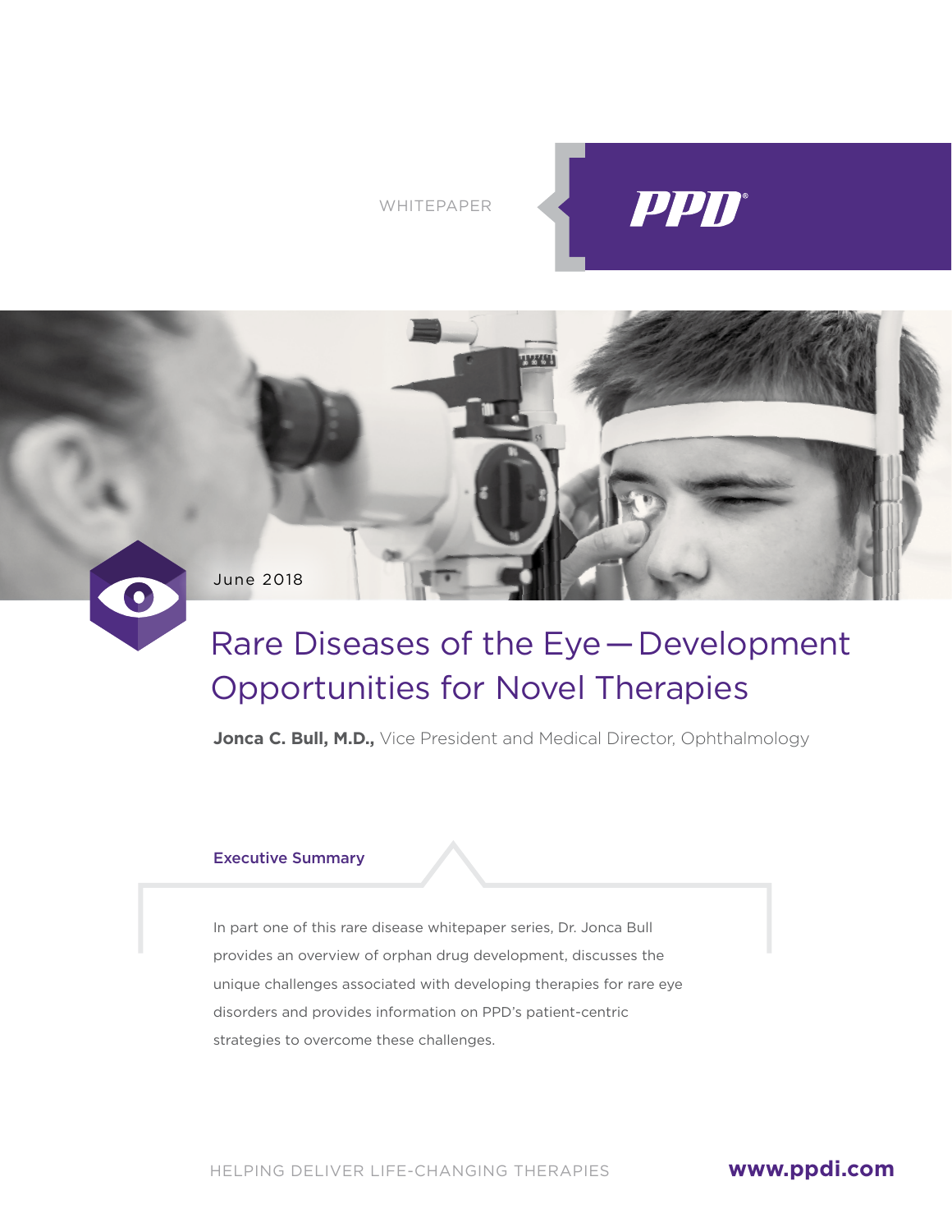WHITEPAPER

June 2018

# Rare Diseases of the Eye — Development Opportunities for Novel Therapies

**Jonca C. Bull, M.D.,** Vice President and Medical Director, Ophthalmology

## Executive Summary

In part one of this rare disease whitepaper series, Dr. Jonca Bull provides an overview of orphan drug development, discusses the unique challenges associated with developing therapies for rare eye disorders and provides information on PPD's patient-centric strategies to overcome these challenges.

HELPING DELIVER LIFE-CHANGING THERAPIES **www.ppdi.com**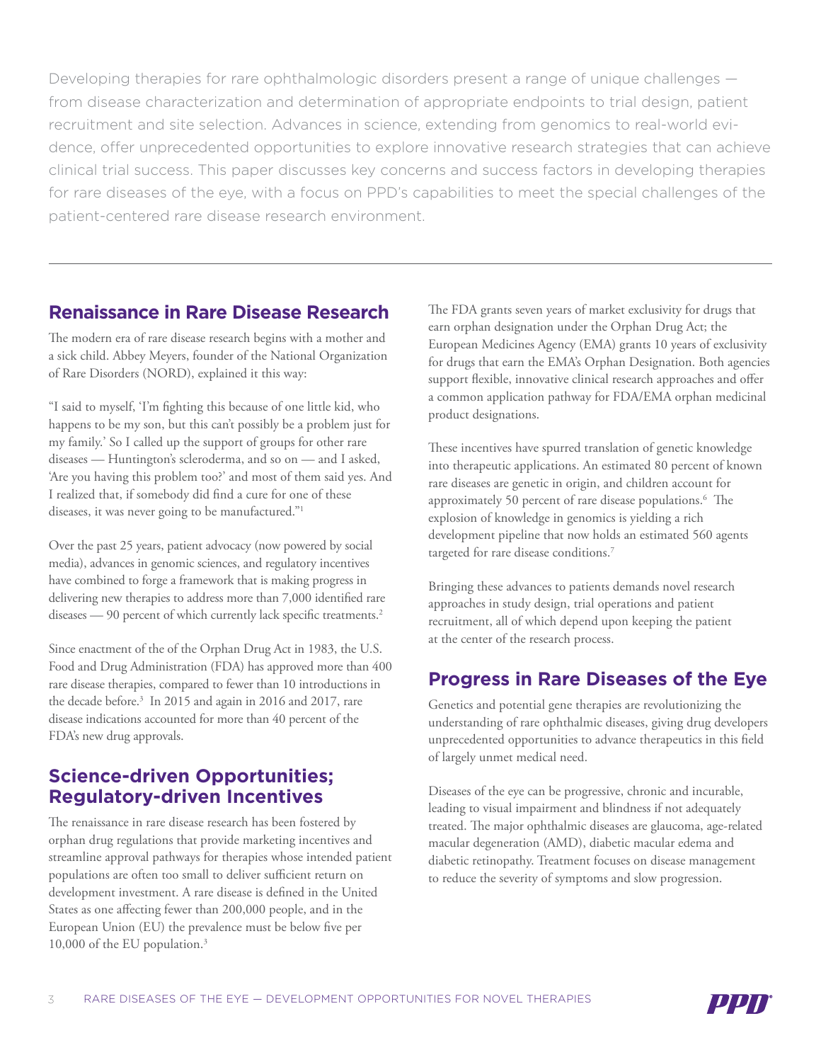Developing therapies for rare ophthalmologic disorders present a range of unique challenges — from disease characterization and determination of appropriate endpoints to trial design, patient recruitment and site selection. Advances in science, extending from genomics to real-world evidence, offer unprecedented opportunities to explore innovative research strategies that can achieve clinical trial success. This paper discusses key concerns and success factors in developing therapies for rare diseases of the eye, with a focus on PPD's capabilities to meet the special challenges of the patient-centered rare disease research environment.

---

## Renaissance in Rare Disease Research

The modern era of rare disease research begins with a mother and a sick child. Abbey Meyers, founder of the National Organization of Rare Disorders (NORD), explained it this way:

"I said to myself, 'I'm fighting this because of one little kid, who happens to be my son, but this can't possibly be a problem just for my family.' So I called up the support of groups for other rare diseases — Huntington's scleroderma, and so on — and I asked, 'Are you having this problem too?' and most of them said yes. And I realized that, if somebody did find a cure for one of these diseases, it was never going to be manufactured."[1]

Over the past 25 years, patient advocacy (now powered by social media), advances in genomic sciences, and regulatory incentives have combined to forge a framework that is making progress in delivering new therapies to address more than 7,000 identified rare diseases — 90 percent of which currently lack specific treatments.[2]

Since enactment of the of the Orphan Drug Act in 1983, the U.S. Food and Drug Administration (FDA) has approved more than 400 rare disease therapies, compared to fewer than 10 introductions in the decade before.[3] In 2015 and again in 2016 and 2017, rare disease indications accounted for more than 40 percent of the FDA's new drug approvals.

## Science-driven Opportunities; Regulatory-driven Incentives

The renaissance in rare disease research has been fostered by orphan drug regulations that provide marketing incentives and streamline approval pathways for therapies whose intended patient populations are often too small to deliver sufficient return on development investment. A rare disease is defined in the United States as one affecting fewer than 200,000 people, and in the European Union (EU) the prevalence must be below five per 10,000 of the EU population.[3]

The FDA grants seven years of market exclusivity for drugs that earn orphan designation under the Orphan Drug Act; the European Medicines Agency (EMA) grants 10 years of exclusivity for drugs that earn the EMA's Orphan Designation. Both agencies support flexible, innovative clinical research approaches and offer a common application pathway for FDA/EMA orphan medicinal product designations.

These incentives have spurred translation of genetic knowledge into therapeutic applications. An estimated 80 percent of known rare diseases are genetic in origin, and children account for approximately 50 percent of rare disease populations.[6] The explosion of knowledge in genomics is yielding a rich development pipeline that now holds an estimated 560 agents targeted for rare disease conditions.[7]

Bringing these advances to patients demands novel research approaches in study design, trial operations and patient recruitment, all of which depend upon keeping the patient at the center of the research process.

## Progress in Rare Diseases of the Eye

Genetics and potential gene therapies are revolutionizing the understanding of rare ophthalmic diseases, giving drug developers unprecedented opportunities to advance therapeutics in this field of largely unmet medical need.

Diseases of the eye can be progressive, chronic and incurable, leading to visual impairment and blindness if not adequately treated. The major ophthalmic diseases are glaucoma, age-related macular degeneration (AMD), diabetic macular edema and diabetic retinopathy. Treatment focuses on disease management to reduce the severity of symptoms and slow progression.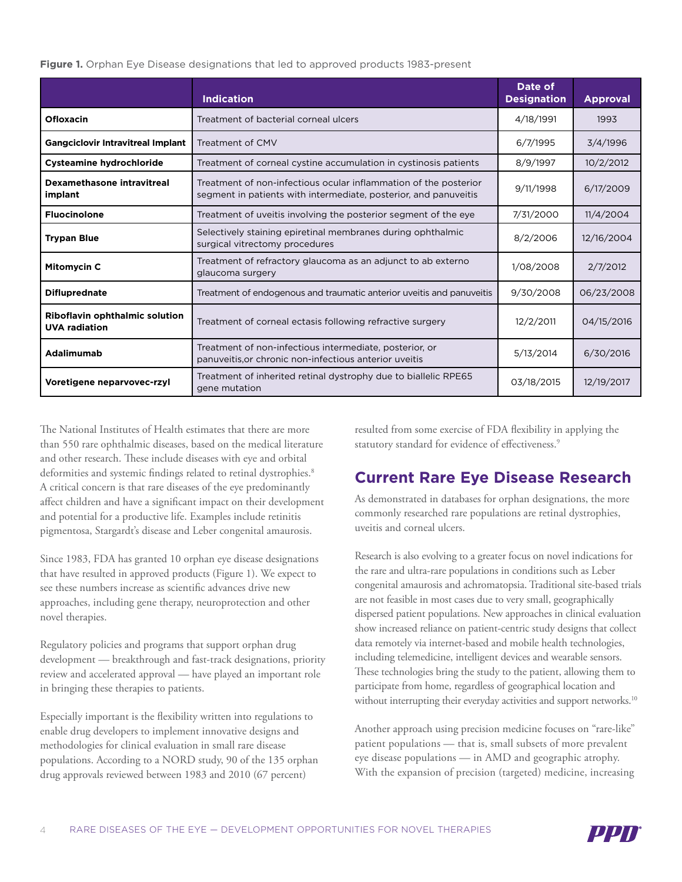**Figure 1.** Orphan Eye Disease designations that led to approved products 1983-present

| | Indication | Date of Designation | Approval |
|---|---|---|---|
| **Ofloxacin** | Treatment of bacterial corneal ulcers | 4/18/1991 | 1993 |
| **Gangciclovir Intravitreal Implant** | Treatment of CMV | 6/7/1995 | 3/4/1996 |
| **Cysteamine hydrochloride** | Treatment of corneal cystine accumulation in cystinosis patients | 8/9/1997 | 10/2/2012 |
| **Dexamethasone intravitreal implant** | Treatment of non-infectious ocular inflammation of the posterior segment in patients with intermediate, posterior, and panuveitis | 9/11/1998 | 6/17/2009 |
| **Fluocinolone** | Treatment of uveitis involving the posterior segment of the eye | 7/31/2000 | 11/4/2004 |
| **Trypan Blue** | Selectively staining epiretinal membranes during ophthalmic surgical vitrectomy procedures | 8/2/2006 | 12/16/2004 |
| **Mitomycin C** | Treatment of refractory glaucoma as an adjunct to ab externo glaucoma surgery | 1/08/2008 | 2/7/2012 |
| **Difluprednate** | Treatment of endogenous and traumatic anterior uveitis and panuveitis | 9/30/2008 | 06/23/2008 |
| **Riboflavin ophthalmic solution UVA radiation** | Treatment of corneal ectasis following refractive surgery | 12/2/2011 | 04/15/2016 |
| **Adalimumab** | Treatment of non-infectious intermediate, posterior, or panuveitis,or chronic non-infectious anterior uveitis | 5/13/2014 | 6/30/2016 |
| **Voretigene neparvovec-rzyl** | Treatment of inherited retinal dystrophy due to biallelic RPE65 gene mutation | 03/18/2015 | 12/19/2017 |

The National Institutes of Health estimates that there are more than 550 rare ophthalmic diseases, based on the medical literature and other research. These include diseases with eye and orbital deformities and systemic findings related to retinal dystrophies.[8] A critical concern is that rare diseases of the eye predominantly affect children and have a significant impact on their development and potential for a productive life. Examples include retinitis pigmentosa, Stargardt's disease and Leber congenital amaurosis.

Since 1983, FDA has granted 10 orphan eye disease designations that have resulted in approved products (Figure 1). We expect to see these numbers increase as scientific advances drive new approaches, including gene therapy, neuroprotection and other novel therapies.

Regulatory policies and programs that support orphan drug development — breakthrough and fast-track designations, priority review and accelerated approval — have played an important role in bringing these therapies to patients.

Especially important is the flexibility written into regulations to enable drug developers to implement innovative designs and methodologies for clinical evaluation in small rare disease populations. According to a NORD study, 90 of the 135 orphan drug approvals reviewed between 1983 and 2010 (67 percent) resulted from some exercise of FDA flexibility in applying the statutory standard for evidence of effectiveness.[9]

## Current Rare Eye Disease Research

As demonstrated in databases for orphan designations, the more commonly researched rare populations are retinal dystrophies, uveitis and corneal ulcers.

Research is also evolving to a greater focus on novel indications for the rare and ultra-rare populations in conditions such as Leber congenital amaurosis and achromatopsia. Traditional site-based trials are not feasible in most cases due to very small, geographically dispersed patient populations. New approaches in clinical evaluation show increased reliance on patient-centric study designs that collect data remotely via internet-based and mobile health technologies, including telemedicine, intelligent devices and wearable sensors. These technologies bring the study to the patient, allowing them to participate from home, regardless of geographical location and without interrupting their everyday activities and support networks.[10]

Another approach using precision medicine focuses on "rare-like" patient populations — that is, small subsets of more prevalent eye disease populations — in AMD and geographic atrophy. With the expansion of precision (targeted) medicine, increasing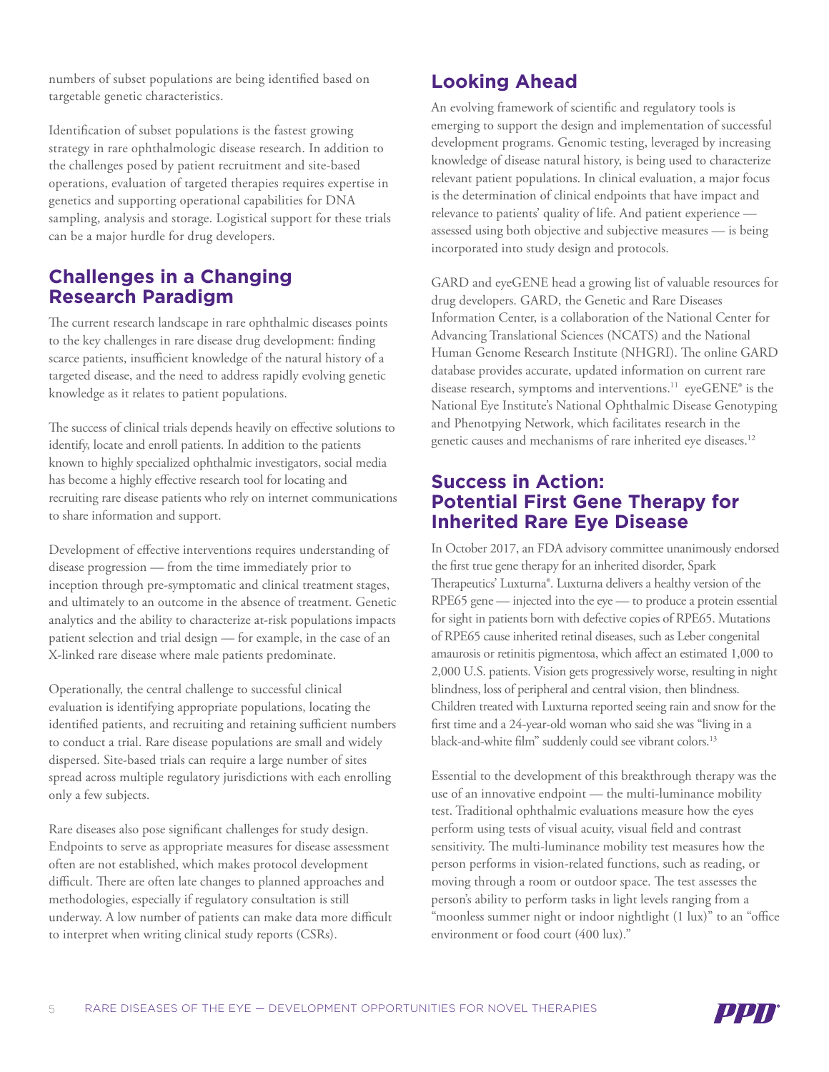numbers of subset populations are being identified based on targetable genetic characteristics.

Identification of subset populations is the fastest growing strategy in rare ophthalmologic disease research. In addition to the challenges posed by patient recruitment and site-based operations, evaluation of targeted therapies requires expertise in genetics and supporting operational capabilities for DNA sampling, analysis and storage. Logistical support for these trials can be a major hurdle for drug developers.

## Challenges in a Changing Research Paradigm

The current research landscape in rare ophthalmic diseases points to the key challenges in rare disease drug development: finding scarce patients, insufficient knowledge of the natural history of a targeted disease, and the need to address rapidly evolving genetic knowledge as it relates to patient populations.

The success of clinical trials depends heavily on effective solutions to identify, locate and enroll patients. In addition to the patients known to highly specialized ophthalmic investigators, social media has become a highly effective research tool for locating and recruiting rare disease patients who rely on internet communications to share information and support.

Development of effective interventions requires understanding of disease progression — from the time immediately prior to inception through pre-symptomatic and clinical treatment stages, and ultimately to an outcome in the absence of treatment. Genetic analytics and the ability to characterize at-risk populations impacts patient selection and trial design — for example, in the case of an X-linked rare disease where male patients predominate.

Operationally, the central challenge to successful clinical evaluation is identifying appropriate populations, locating the identified patients, and recruiting and retaining sufficient numbers to conduct a trial. Rare disease populations are small and widely dispersed. Site-based trials can require a large number of sites spread across multiple regulatory jurisdictions with each enrolling only a few subjects.

Rare diseases also pose significant challenges for study design. Endpoints to serve as appropriate measures for disease assessment often are not established, which makes protocol development difficult. There are often late changes to planned approaches and methodologies, especially if regulatory consultation is still underway. A low number of patients can make data more difficult to interpret when writing clinical study reports (CSRs).

## Looking Ahead

An evolving framework of scientific and regulatory tools is emerging to support the design and implementation of successful development programs. Genomic testing, leveraged by increasing knowledge of disease natural history, is being used to characterize relevant patient populations. In clinical evaluation, a major focus is the determination of clinical endpoints that have impact and relevance to patients' quality of life. And patient experience — assessed using both objective and subjective measures — is being incorporated into study design and protocols.

GARD and eyeGENE head a growing list of valuable resources for drug developers. GARD, the Genetic and Rare Diseases Information Center, is a collaboration of the National Center for Advancing Translational Sciences (NCATS) and the National Human Genome Research Institute (NHGRI). The online GARD database provides accurate, updated information on current rare disease research, symptoms and interventions.[11] eyeGENE® is the National Eye Institute's National Ophthalmic Disease Genotyping and Phenotpying Network, which facilitates research in the genetic causes and mechanisms of rare inherited eye diseases.[12]

## Success in Action: Potential First Gene Therapy for Inherited Rare Eye Disease

In October 2017, an FDA advisory committee unanimously endorsed the first true gene therapy for an inherited disorder, Spark Therapeutics' Luxturna®. Luxturna delivers a healthy version of the RPE65 gene — injected into the eye — to produce a protein essential for sight in patients born with defective copies of RPE65. Mutations of RPE65 cause inherited retinal diseases, such as Leber congenital amaurosis or retinitis pigmentosa, which affect an estimated 1,000 to 2,000 U.S. patients. Vision gets progressively worse, resulting in night blindness, loss of peripheral and central vision, then blindness. Children treated with Luxturna reported seeing rain and snow for the first time and a 24-year-old woman who said she was "living in a black-and-white film" suddenly could see vibrant colors.[13]

Essential to the development of this breakthrough therapy was the use of an innovative endpoint — the multi-luminance mobility test. Traditional ophthalmic evaluations measure how the eyes perform using tests of visual acuity, visual field and contrast sensitivity. The multi-luminance mobility test measures how the person performs in vision-related functions, such as reading, or moving through a room or outdoor space. The test assesses the person's ability to perform tasks in light levels ranging from a "moonless summer night or indoor nightlight (1 lux)" to an "office environment or food court (400 lux)."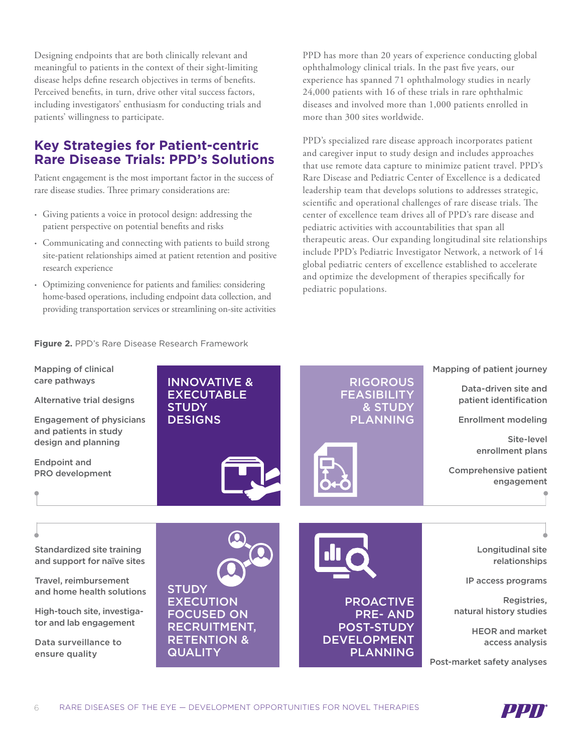Designing endpoints that are both clinically relevant and meaningful to patients in the context of their sight-limiting disease helps define research objectives in terms of benefits. Perceived benefits, in turn, drive other vital success factors, including investigators' enthusiasm for conducting trials and patients' willingness to participate.

## Key Strategies for Patient-centric Rare Disease Trials: PPD's Solutions

Patient engagement is the most important factor in the success of rare disease studies. Three primary considerations are:

- Giving patients a voice in protocol design: addressing the patient perspective on potential benefits and risks
- Communicating and connecting with patients to build strong site-patient relationships aimed at patient retention and positive research experience
- Optimizing convenience for patients and families: considering home-based operations, including endpoint data collection, and providing transportation services or streamlining on-site activities

PPD has more than 20 years of experience conducting global ophthalmology clinical trials. In the past five years, our experience has spanned 71 ophthalmology studies in nearly 24,000 patients with 16 of these trials in rare ophthalmic diseases and involved more than 1,000 patients enrolled in more than 300 sites worldwide.

PPD's specialized rare disease approach incorporates patient and caregiver input to study design and includes approaches that use remote data capture to minimize patient travel. PPD's Rare Disease and Pediatric Center of Excellence is a dedicated leadership team that develops solutions to addresses strategic, scientific and operational challenges of rare disease trials. The center of excellence team drives all of PPD's rare disease and pediatric activities with accountabilities that span all therapeutic areas. Our expanding longitudinal site relationships include PPD's Pediatric Investigator Network, a network of 14 global pediatric centers of excellence established to accelerate and optimize the development of therapies specifically for pediatric populations.

**Figure 2.** PPD's Rare Disease Research Framework

**INNOVATIVE & EXECUTABLE STUDY DESIGNS**

- Mapping of clinical care pathways
- Alternative trial designs
- Engagement of physicians and patients in study design and planning
- Endpoint and PRO development

**RIGOROUS FEASIBILITY & STUDY PLANNING**

- Mapping of patient journey
- Data-driven site and patient identification
- Enrollment modeling
- Site-level enrollment plans
- Comprehensive patient engagement

**STUDY EXECUTION FOCUSED ON RECRUITMENT, RETENTION & QUALITY**

- Standardized site training and support for naïve sites
- Travel, reimbursement and home health solutions
- High-touch site, investigator and lab engagement
- Data surveillance to ensure quality

**PROACTIVE PRE- AND POST-STUDY DEVELOPMENT PLANNING**

- Longitudinal site relationships
- IP access programs
- Registries, natural history studies
- HEOR and market access analysis
- Post-market safety analyses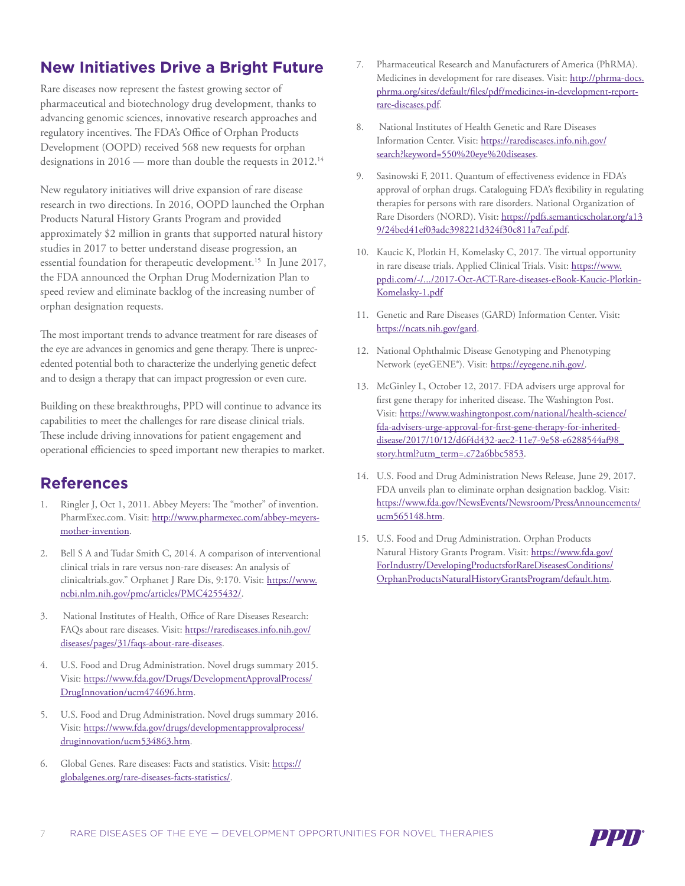## New Initiatives Drive a Bright Future

Rare diseases now represent the fastest growing sector of pharmaceutical and biotechnology drug development, thanks to advancing genomic sciences, innovative research approaches and regulatory incentives. The FDA's Office of Orphan Products Development (OOPD) received 568 new requests for orphan designations in 2016 — more than double the requests in 2012.[14]

New regulatory initiatives will drive expansion of rare disease research in two directions. In 2016, OOPD launched the Orphan Products Natural History Grants Program and provided approximately $2 million in grants that supported natural history studies in 2017 to better understand disease progression, an essential foundation for therapeutic development.[15] In June 2017, the FDA announced the Orphan Drug Modernization Plan to speed review and eliminate backlog of the increasing number of orphan designation requests.

The most important trends to advance treatment for rare diseases of the eye are advances in genomics and gene therapy. There is unprecedented potential both to characterize the underlying genetic defect and to design a therapy that can impact progression or even cure.

Building on these breakthroughs, PPD will continue to advance its capabilities to meet the challenges for rare disease clinical trials. These include driving innovations for patient engagement and operational efficiencies to speed important new therapies to market.

## References

1. Ringler J, Oct 1, 2011. Abbey Meyers: The "mother" of invention. PharmExec.com. Visit: http://www.pharmexec.com/abbey-meyers-mother-invention.
2. Bell S A and Tudar Smith C, 2014. A comparison of interventional clinical trials in rare versus non-rare diseases: An analysis of clinicaltrials.gov." Orphanet J Rare Dis, 9:170. Visit: https://www.ncbi.nlm.nih.gov/pmc/articles/PMC4255432/.
3. National Institutes of Health, Office of Rare Diseases Research: FAQs about rare diseases. Visit: https://rarediseases.info.nih.gov/diseases/pages/31/faqs-about-rare-diseases.
4. U.S. Food and Drug Administration. Novel drugs summary 2015. Visit: https://www.fda.gov/Drugs/DevelopmentApprovalProcess/DrugInnovation/ucm474696.htm.
5. U.S. Food and Drug Administration. Novel drugs summary 2016. Visit: https://www.fda.gov/drugs/developmentapprovalprocess/druginnovation/ucm534863.htm.
6. Global Genes. Rare diseases: Facts and statistics. Visit: https://globalgenes.org/rare-diseases-facts-statistics/.
7. Pharmaceutical Research and Manufacturers of America (PhRMA). Medicines in development for rare diseases. Visit: http://phrma-docs.phrma.org/sites/default/files/pdf/medicines-in-development-report-rare-diseases.pdf.
8. National Institutes of Health Genetic and Rare Diseases Information Center. Visit: https://rarediseases.info.nih.gov/search?keyword=550%20eye%20diseases.
9. Sasinowski F, 2011. Quantum of effectiveness evidence in FDA's approval of orphan drugs. Cataloguing FDA's flexibility in regulating therapies for persons with rare disorders. National Organization of Rare Disorders (NORD). Visit: https://pdfs.semanticscholar.org/a139/24bed41ef03adc398221d324f30c811a7eaf.pdf.
10. Kaucic K, Plotkin H, Komelasky C, 2017. The virtual opportunity in rare disease trials. Applied Clinical Trials. Visit: https://www.ppdi.com/-/.../2017-Oct-ACT-Rare-diseases-eBook-Kaucic-Plotkin-Komelasky-1.pdf
11. Genetic and Rare Diseases (GARD) Information Center. Visit: https://ncats.nih.gov/gard.
12. National Ophthalmic Disease Genotyping and Phenotyping Network (eyeGENE®). Visit: https://eyegene.nih.gov/.
13. McGinley L, October 12, 2017. FDA advisers urge approval for first gene therapy for inherited disease. The Washington Post. Visit: https://www.washingtonpost.com/national/health-science/fda-advisers-urge-approval-for-first-gene-therapy-for-inherited-disease/2017/10/12/d6f4d432-aec2-11e7-9e58-e6288544af98_story.html?utm_term=.c72a6bbc5853.
14. U.S. Food and Drug Administration News Release, June 29, 2017. FDA unveils plan to eliminate orphan designation backlog. Visit: https://www.fda.gov/NewsEvents/Newsroom/PressAnnouncements/ucm565148.htm.
15. U.S. Food and Drug Administration. Orphan Products Natural History Grants Program. Visit: https://www.fda.gov/ForIndustry/DevelopingProductsforRareDiseasesConditions/OrphanProductsNaturalHistoryGrantsProgram/default.htm.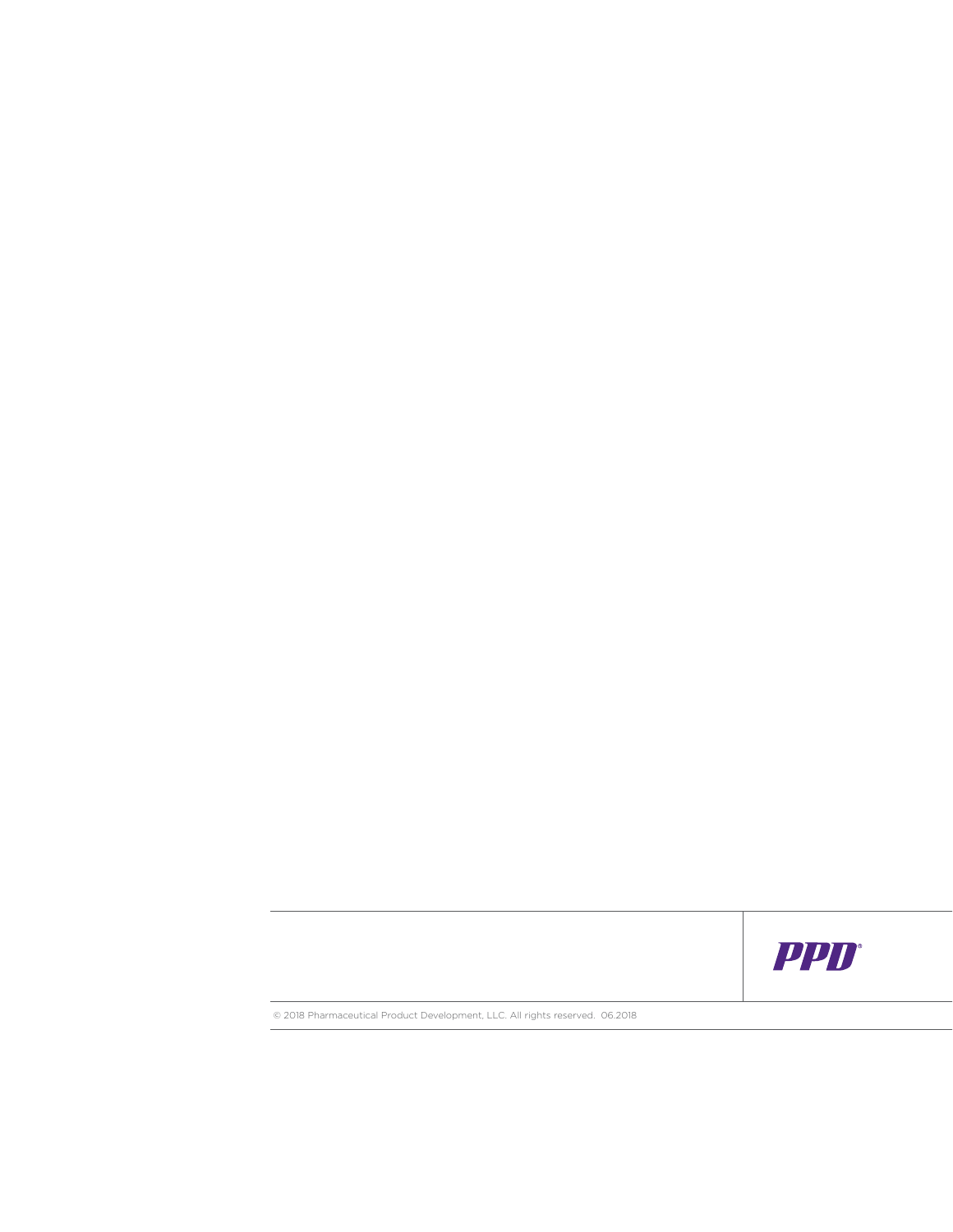PPD®

© 2018 Pharmaceutical Product Development, LLC. All rights reserved. 06.2018